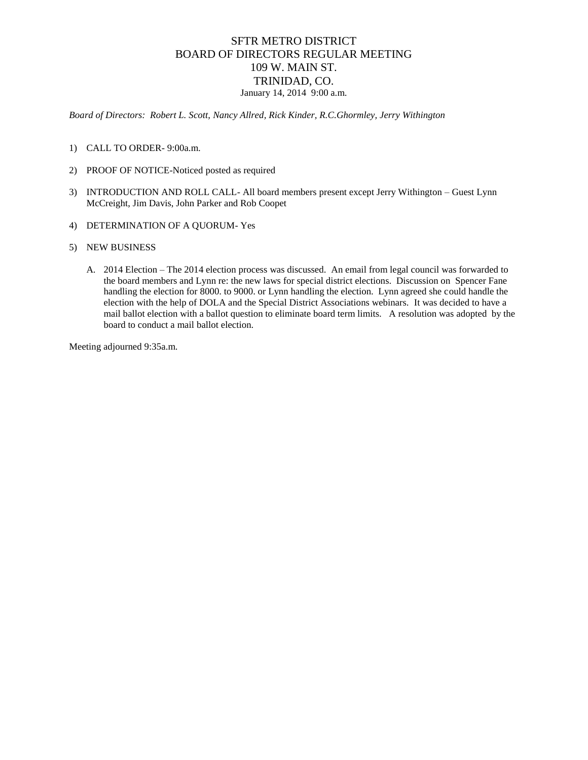# SFTR METRO DISTRICT
# BOARD OF DIRECTORS REGULAR MEETING
# 109 W. MAIN ST.
# TRINIDAD, CO.

January 14, 2014 9:00 a.m.

*Board of Directors: Robert L. Scott, Nancy Allred, Rick Kinder, R.C.Ghormley, Jerry Withington*

1) CALL TO ORDER- 9:00a.m.

2) PROOF OF NOTICE-Noticed posted as required

3) INTRODUCTION AND ROLL CALL- All board members present except Jerry Withington – Guest Lynn McCreight, Jim Davis, John Parker and Rob Coopet

4) DETERMINATION OF A QUORUM- Yes

5) NEW BUSINESS

   A. 2014 Election – The 2014 election process was discussed. An email from legal council was forwarded to the board members and Lynn re: the new laws for special district elections. Discussion on Spencer Fane handling the election for 8000. to 9000. or Lynn handling the election. Lynn agreed she could handle the election with the help of DOLA and the Special District Associations webinars. It was decided to have a mail ballot election with a ballot question to eliminate board term limits. A resolution was adopted by the board to conduct a mail ballot election.

Meeting adjourned 9:35a.m.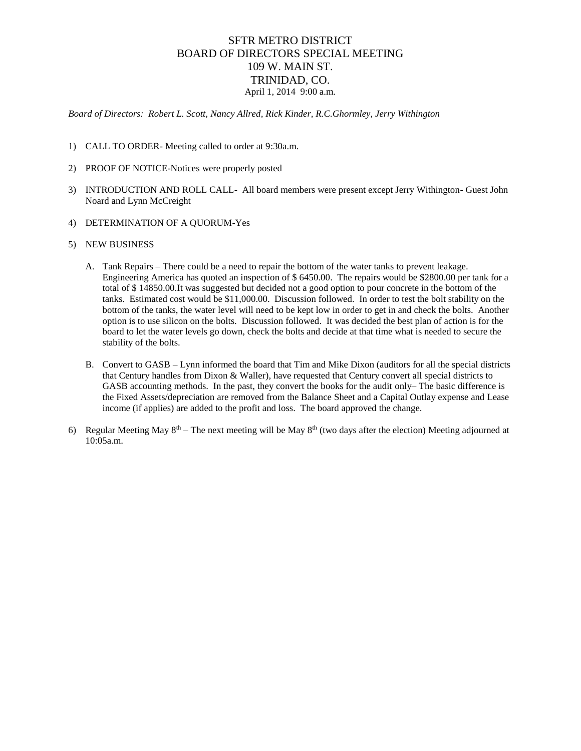# SFTR METRO DISTRICT
# BOARD OF DIRECTORS SPECIAL MEETING
# 109 W. MAIN ST.
# TRINIDAD, CO.

April 1, 2014 9:00 a.m.

*Board of Directors: Robert L. Scott, Nancy Allred, Rick Kinder, R.C.Ghormley, Jerry Withington*

1) CALL TO ORDER- Meeting called to order at 9:30a.m.

2) PROOF OF NOTICE-Notices were properly posted

3) INTRODUCTION AND ROLL CALL- All board members were present except Jerry Withington- Guest John Noard and Lynn McCreight

4) DETERMINATION OF A QUORUM-Yes

5) NEW BUSINESS

   A. Tank Repairs – There could be a need to repair the bottom of the water tanks to prevent leakage. Engineering America has quoted an inspection of $ 6450.00. The repairs would be $2800.00 per tank for a total of $ 14850.00.It was suggested but decided not a good option to pour concrete in the bottom of the tanks. Estimated cost would be $11,000.00. Discussion followed. In order to test the bolt stability on the bottom of the tanks, the water level will need to be kept low in order to get in and check the bolts. Another option is to use silicon on the bolts. Discussion followed. It was decided the best plan of action is for the board to let the water levels go down, check the bolts and decide at that time what is needed to secure the stability of the bolts.

   B. Convert to GASB – Lynn informed the board that Tim and Mike Dixon (auditors for all the special districts that Century handles from Dixon & Waller), have requested that Century convert all special districts to GASB accounting methods. In the past, they convert the books for the audit only– The basic difference is the Fixed Assets/depreciation are removed from the Balance Sheet and a Capital Outlay expense and Lease income (if applies) are added to the profit and loss. The board approved the change.

6) Regular Meeting May 8th – The next meeting will be May 8th (two days after the election) Meeting adjourned at 10:05a.m.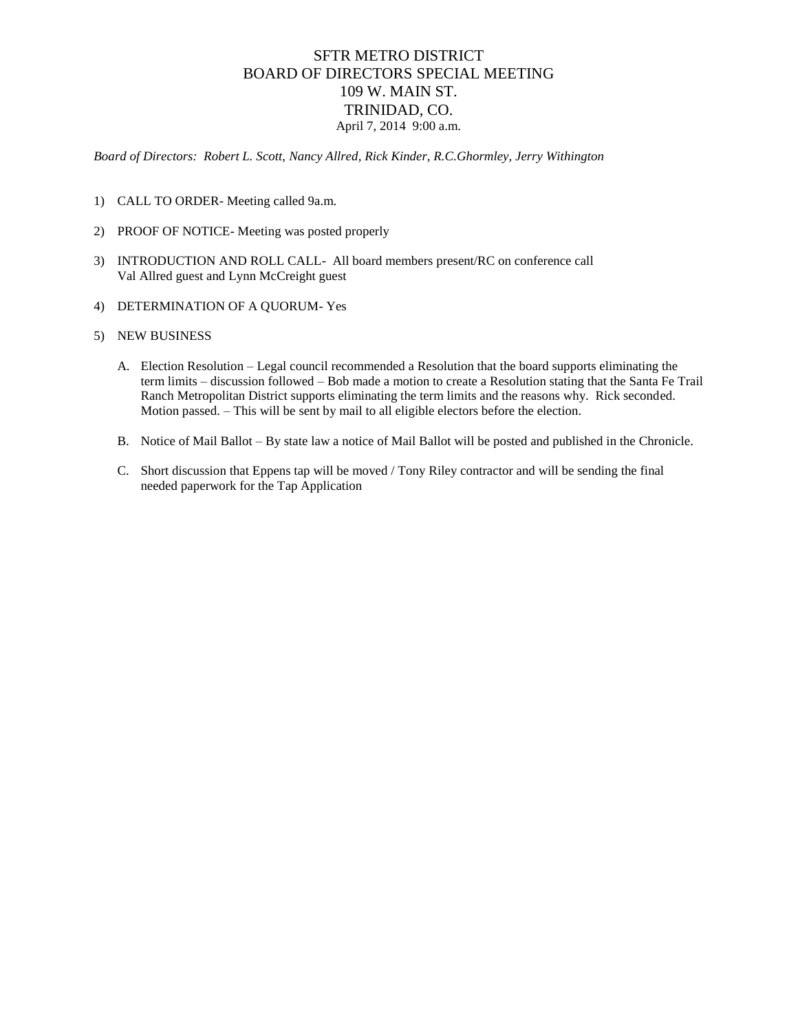# SFTR METRO DISTRICT
# BOARD OF DIRECTORS SPECIAL MEETING
# 109 W. MAIN ST.
# TRINIDAD, CO.

April 7, 2014 9:00 a.m.

*Board of Directors: Robert L. Scott, Nancy Allred, Rick Kinder, R.C.Ghormley, Jerry Withington*

1) CALL TO ORDER- Meeting called 9a.m.

2) PROOF OF NOTICE- Meeting was posted properly

3) INTRODUCTION AND ROLL CALL- All board members present/RC on conference call
   Val Allred guest and Lynn McCreight guest

4) DETERMINATION OF A QUORUM- Yes

5) NEW BUSINESS

   A. Election Resolution – Legal council recommended a Resolution that the board supports eliminating the term limits – discussion followed – Bob made a motion to create a Resolution stating that the Santa Fe Trail Ranch Metropolitan District supports eliminating the term limits and the reasons why. Rick seconded. Motion passed. – This will be sent by mail to all eligible electors before the election.

   B. Notice of Mail Ballot – By state law a notice of Mail Ballot will be posted and published in the Chronicle.

   C. Short discussion that Eppens tap will be moved / Tony Riley contractor and will be sending the final needed paperwork for the Tap Application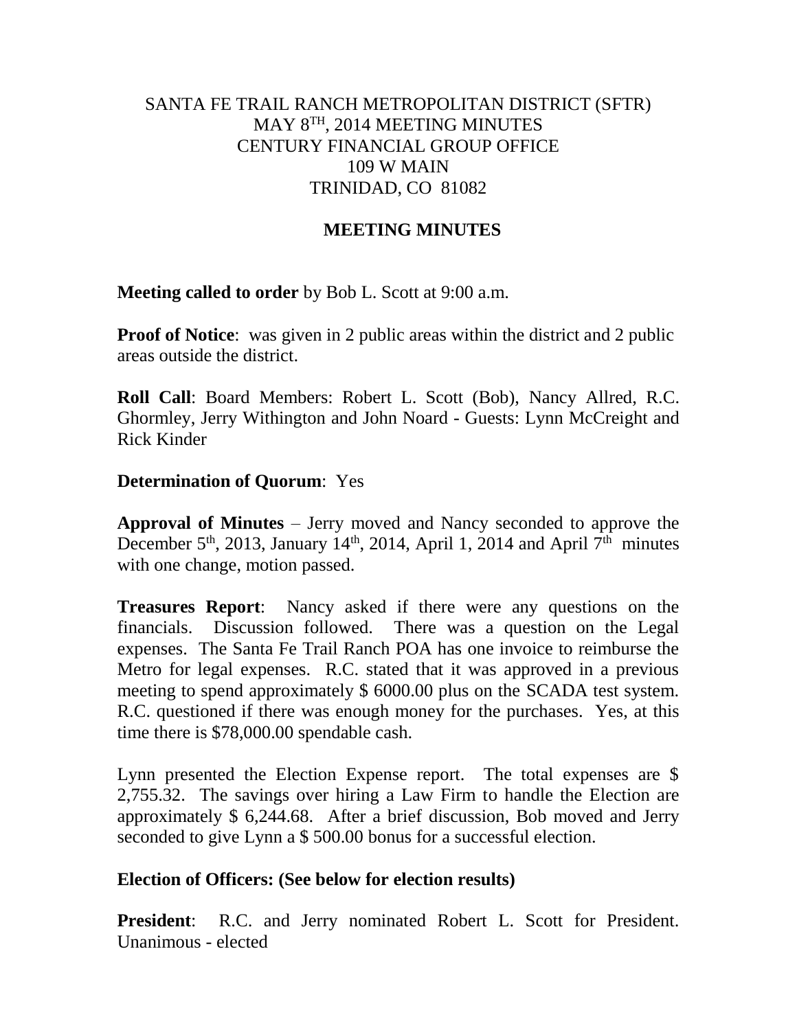SANTA FE TRAIL RANCH METROPOLITAN DISTRICT (SFTR)
MAY 8TH, 2014 MEETING MINUTES
CENTURY FINANCIAL GROUP OFFICE
109 W MAIN
TRINIDAD, CO 81082

## MEETING MINUTES

**Meeting called to order** by Bob L. Scott at 9:00 a.m.

**Proof of Notice**: was given in 2 public areas within the district and 2 public areas outside the district.

**Roll Call**: Board Members: Robert L. Scott (Bob), Nancy Allred, R.C. Ghormley, Jerry Withington and John Noard - Guests: Lynn McCreight and Rick Kinder

**Determination of Quorum**: Yes

**Approval of Minutes** – Jerry moved and Nancy seconded to approve the December 5th, 2013, January 14th, 2014, April 1, 2014 and April 7th minutes with one change, motion passed.

**Treasures Report**: Nancy asked if there were any questions on the financials. Discussion followed. There was a question on the Legal expenses. The Santa Fe Trail Ranch POA has one invoice to reimburse the Metro for legal expenses. R.C. stated that it was approved in a previous meeting to spend approximately $ 6000.00 plus on the SCADA test system. R.C. questioned if there was enough money for the purchases. Yes, at this time there is $78,000.00 spendable cash.

Lynn presented the Election Expense report. The total expenses are $ 2,755.32. The savings over hiring a Law Firm to handle the Election are approximately $ 6,244.68. After a brief discussion, Bob moved and Jerry seconded to give Lynn a $ 500.00 bonus for a successful election.

**Election of Officers: (See below for election results)**

**President**: R.C. and Jerry nominated Robert L. Scott for President. Unanimous - elected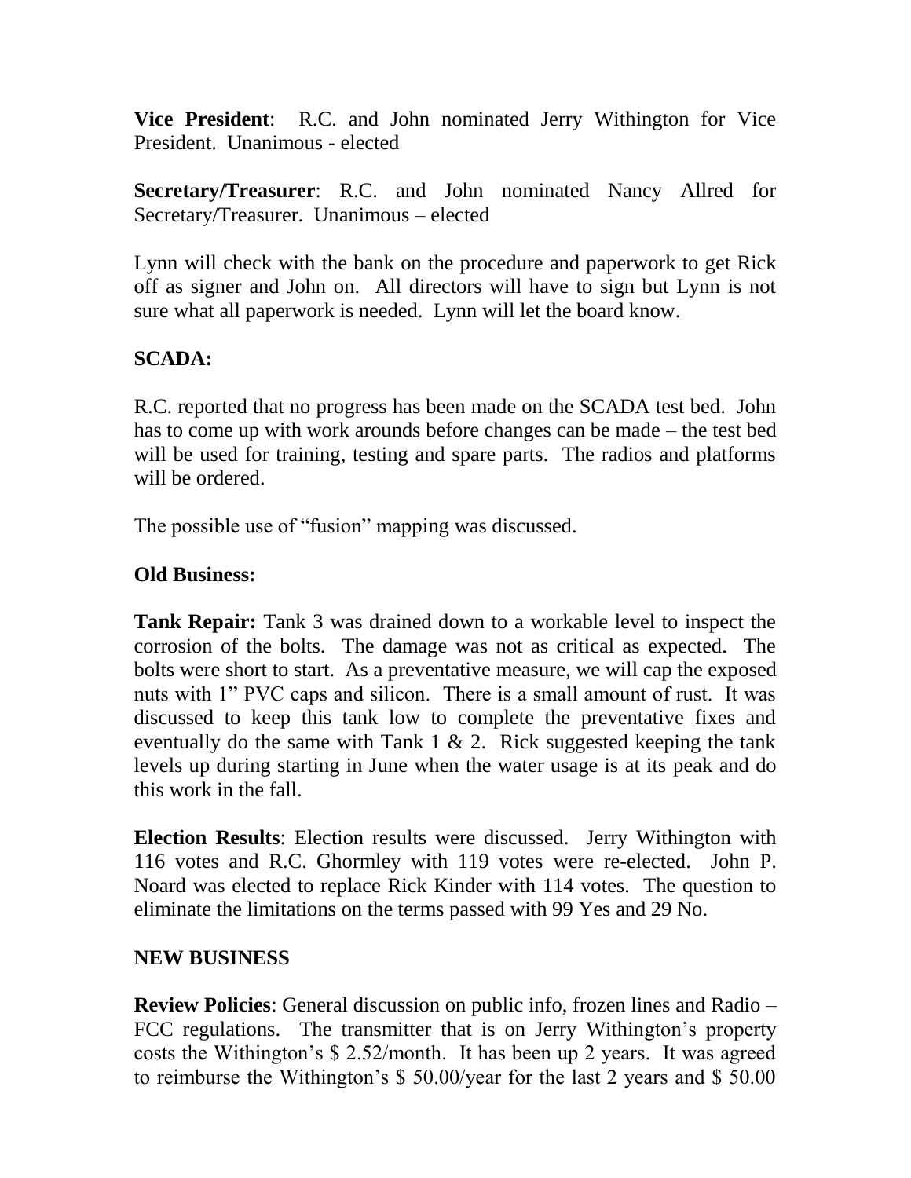**Vice President**: R.C. and John nominated Jerry Withington for Vice President. Unanimous - elected

**Secretary/Treasurer**: R.C. and John nominated Nancy Allred for Secretary/Treasurer. Unanimous – elected

Lynn will check with the bank on the procedure and paperwork to get Rick off as signer and John on. All directors will have to sign but Lynn is not sure what all paperwork is needed. Lynn will let the board know.

**SCADA:**

R.C. reported that no progress has been made on the SCADA test bed. John has to come up with work arounds before changes can be made – the test bed will be used for training, testing and spare parts. The radios and platforms will be ordered.

The possible use of "fusion" mapping was discussed.

**Old Business:**

**Tank Repair:** Tank 3 was drained down to a workable level to inspect the corrosion of the bolts. The damage was not as critical as expected. The bolts were short to start. As a preventative measure, we will cap the exposed nuts with 1" PVC caps and silicon. There is a small amount of rust. It was discussed to keep this tank low to complete the preventative fixes and eventually do the same with Tank 1 & 2. Rick suggested keeping the tank levels up during starting in June when the water usage is at its peak and do this work in the fall.

**Election Results**: Election results were discussed. Jerry Withington with 116 votes and R.C. Ghormley with 119 votes were re-elected. John P. Noard was elected to replace Rick Kinder with 114 votes. The question to eliminate the limitations on the terms passed with 99 Yes and 29 No.

**NEW BUSINESS**

**Review Policies**: General discussion on public info, frozen lines and Radio – FCC regulations. The transmitter that is on Jerry Withington's property costs the Withington's $ 2.52/month. It has been up 2 years. It was agreed to reimburse the Withington's $ 50.00/year for the last 2 years and $ 50.00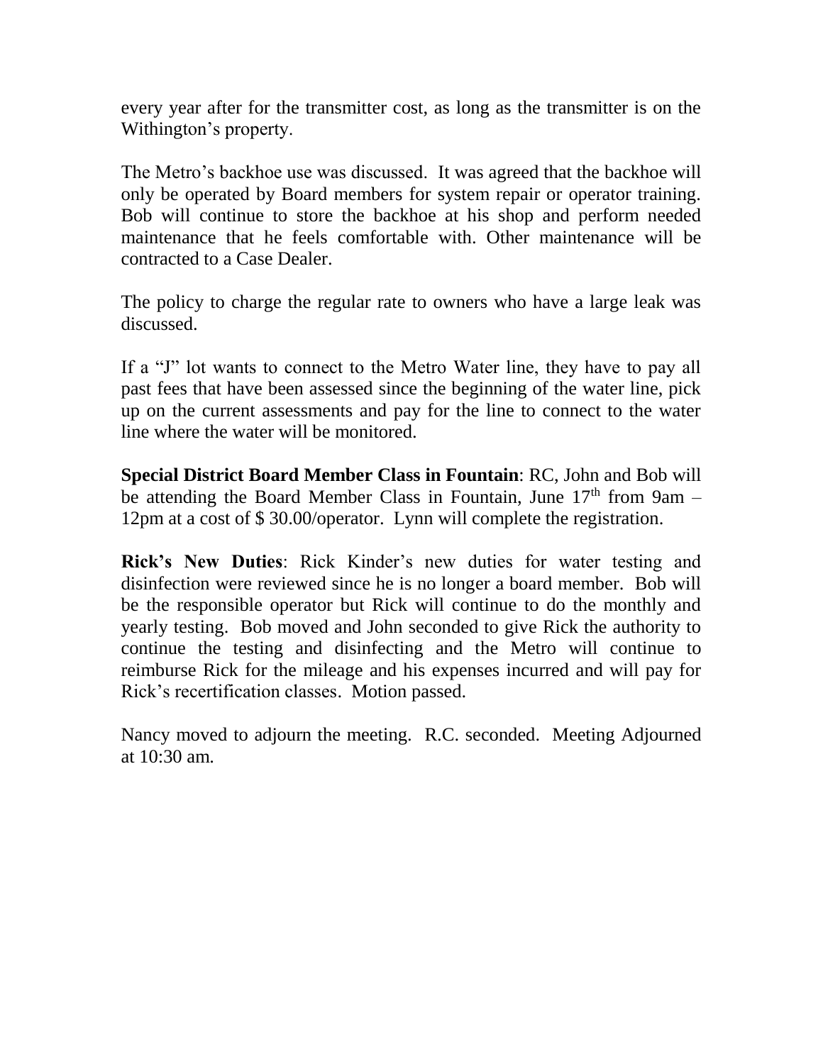every year after for the transmitter cost, as long as the transmitter is on the Withington's property.

The Metro's backhoe use was discussed. It was agreed that the backhoe will only be operated by Board members for system repair or operator training. Bob will continue to store the backhoe at his shop and perform needed maintenance that he feels comfortable with. Other maintenance will be contracted to a Case Dealer.

The policy to charge the regular rate to owners who have a large leak was discussed.

If a "J" lot wants to connect to the Metro Water line, they have to pay all past fees that have been assessed since the beginning of the water line, pick up on the current assessments and pay for the line to connect to the water line where the water will be monitored.

**Special District Board Member Class in Fountain**: RC, John and Bob will be attending the Board Member Class in Fountain, June 17th from 9am – 12pm at a cost of $ 30.00/operator. Lynn will complete the registration.

**Rick's New Duties**: Rick Kinder's new duties for water testing and disinfection were reviewed since he is no longer a board member. Bob will be the responsible operator but Rick will continue to do the monthly and yearly testing. Bob moved and John seconded to give Rick the authority to continue the testing and disinfecting and the Metro will continue to reimburse Rick for the mileage and his expenses incurred and will pay for Rick's recertification classes. Motion passed.

Nancy moved to adjourn the meeting. R.C. seconded. Meeting Adjourned at 10:30 am.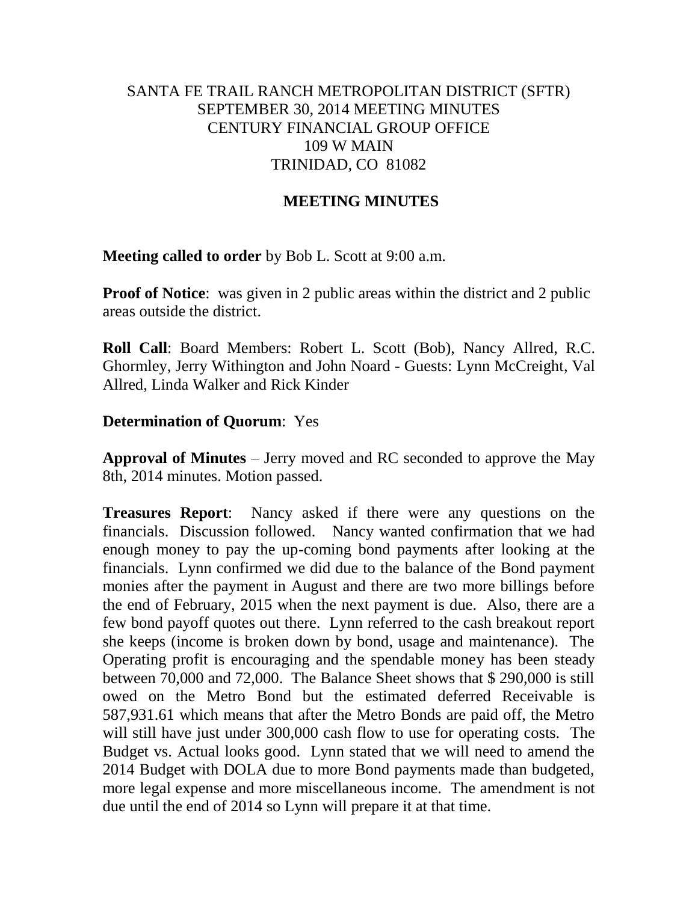SANTA FE TRAIL RANCH METROPOLITAN DISTRICT (SFTR)
SEPTEMBER 30, 2014 MEETING MINUTES
CENTURY FINANCIAL GROUP OFFICE
109 W MAIN
TRINIDAD, CO 81082

## MEETING MINUTES

**Meeting called to order** by Bob L. Scott at 9:00 a.m.

**Proof of Notice**: was given in 2 public areas within the district and 2 public areas outside the district.

**Roll Call**: Board Members: Robert L. Scott (Bob), Nancy Allred, R.C. Ghormley, Jerry Withington and John Noard - Guests: Lynn McCreight, Val Allred, Linda Walker and Rick Kinder

**Determination of Quorum**: Yes

**Approval of Minutes** – Jerry moved and RC seconded to approve the May 8th, 2014 minutes. Motion passed.

**Treasures Report**: Nancy asked if there were any questions on the financials. Discussion followed. Nancy wanted confirmation that we had enough money to pay the up-coming bond payments after looking at the financials. Lynn confirmed we did due to the balance of the Bond payment monies after the payment in August and there are two more billings before the end of February, 2015 when the next payment is due. Also, there are a few bond payoff quotes out there. Lynn referred to the cash breakout report she keeps (income is broken down by bond, usage and maintenance). The Operating profit is encouraging and the spendable money has been steady between 70,000 and 72,000. The Balance Sheet shows that $ 290,000 is still owed on the Metro Bond but the estimated deferred Receivable is 587,931.61 which means that after the Metro Bonds are paid off, the Metro will still have just under 300,000 cash flow to use for operating costs. The Budget vs. Actual looks good. Lynn stated that we will need to amend the 2014 Budget with DOLA due to more Bond payments made than budgeted, more legal expense and more miscellaneous income. The amendment is not due until the end of 2014 so Lynn will prepare it at that time.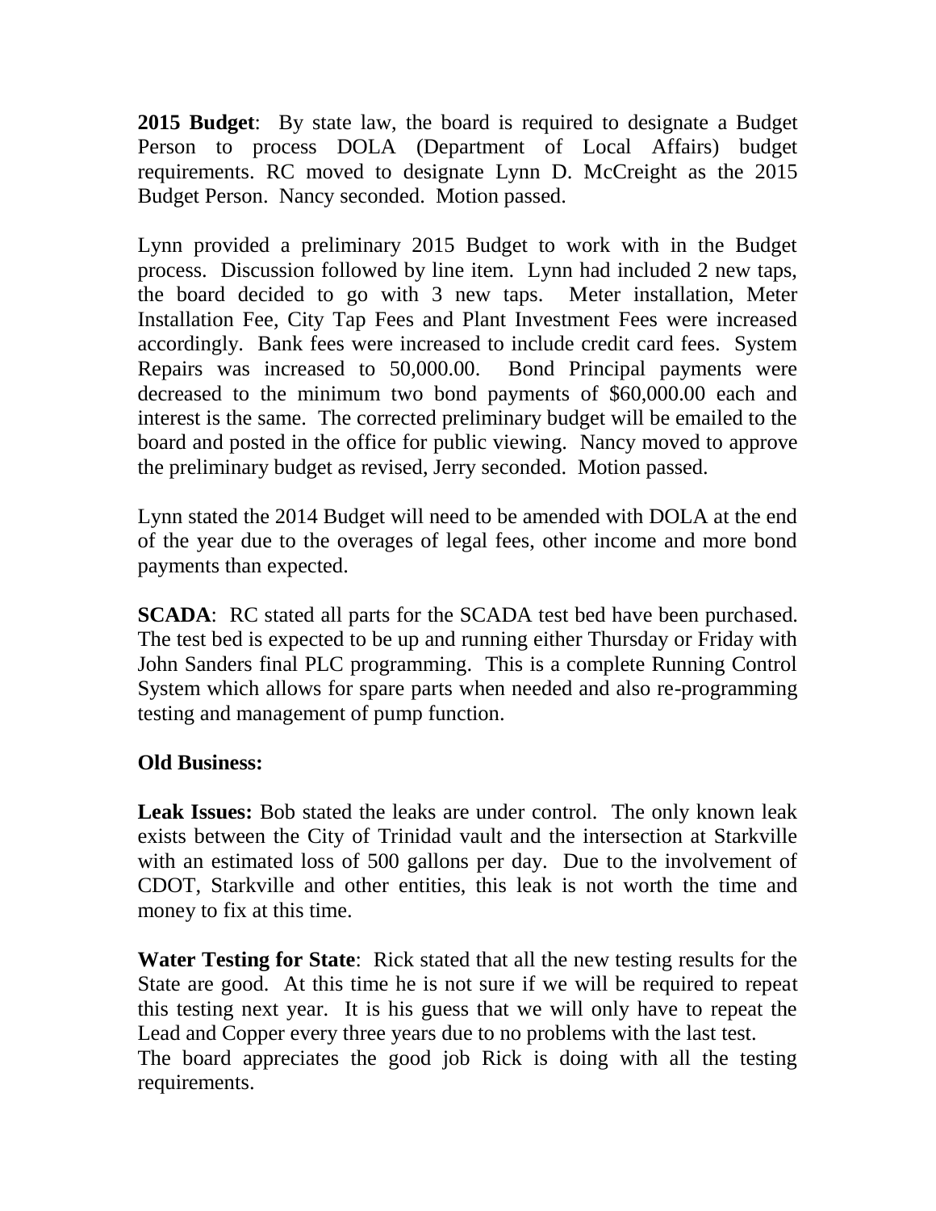**2015 Budget**: By state law, the board is required to designate a Budget Person to process DOLA (Department of Local Affairs) budget requirements. RC moved to designate Lynn D. McCreight as the 2015 Budget Person. Nancy seconded. Motion passed.

Lynn provided a preliminary 2015 Budget to work with in the Budget process. Discussion followed by line item. Lynn had included 2 new taps, the board decided to go with 3 new taps. Meter installation, Meter Installation Fee, City Tap Fees and Plant Investment Fees were increased accordingly. Bank fees were increased to include credit card fees. System Repairs was increased to 50,000.00. Bond Principal payments were decreased to the minimum two bond payments of $60,000.00 each and interest is the same. The corrected preliminary budget will be emailed to the board and posted in the office for public viewing. Nancy moved to approve the preliminary budget as revised, Jerry seconded. Motion passed.

Lynn stated the 2014 Budget will need to be amended with DOLA at the end of the year due to the overages of legal fees, other income and more bond payments than expected.

**SCADA**: RC stated all parts for the SCADA test bed have been purchased. The test bed is expected to be up and running either Thursday or Friday with John Sanders final PLC programming. This is a complete Running Control System which allows for spare parts when needed and also re-programming testing and management of pump function.

**Old Business:**

**Leak Issues:** Bob stated the leaks are under control. The only known leak exists between the City of Trinidad vault and the intersection at Starkville with an estimated loss of 500 gallons per day. Due to the involvement of CDOT, Starkville and other entities, this leak is not worth the time and money to fix at this time.

**Water Testing for State**: Rick stated that all the new testing results for the State are good. At this time he is not sure if we will be required to repeat this testing next year. It is his guess that we will only have to repeat the Lead and Copper every three years due to no problems with the last test.
The board appreciates the good job Rick is doing with all the testing requirements.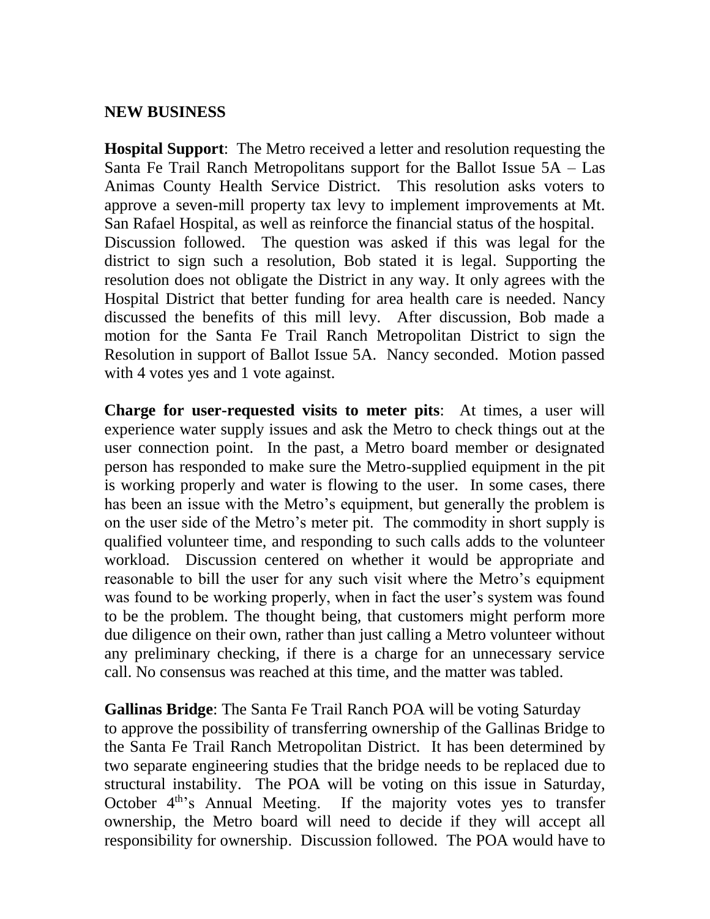## NEW BUSINESS

**Hospital Support**: The Metro received a letter and resolution requesting the Santa Fe Trail Ranch Metropolitans support for the Ballot Issue 5A – Las Animas County Health Service District. This resolution asks voters to approve a seven-mill property tax levy to implement improvements at Mt. San Rafael Hospital, as well as reinforce the financial status of the hospital. Discussion followed. The question was asked if this was legal for the district to sign such a resolution, Bob stated it is legal. Supporting the resolution does not obligate the District in any way. It only agrees with the Hospital District that better funding for area health care is needed. Nancy discussed the benefits of this mill levy. After discussion, Bob made a motion for the Santa Fe Trail Ranch Metropolitan District to sign the Resolution in support of Ballot Issue 5A. Nancy seconded. Motion passed with 4 votes yes and 1 vote against.

**Charge for user-requested visits to meter pits**: At times, a user will experience water supply issues and ask the Metro to check things out at the user connection point. In the past, a Metro board member or designated person has responded to make sure the Metro-supplied equipment in the pit is working properly and water is flowing to the user. In some cases, there has been an issue with the Metro's equipment, but generally the problem is on the user side of the Metro's meter pit. The commodity in short supply is qualified volunteer time, and responding to such calls adds to the volunteer workload. Discussion centered on whether it would be appropriate and reasonable to bill the user for any such visit where the Metro's equipment was found to be working properly, when in fact the user's system was found to be the problem. The thought being, that customers might perform more due diligence on their own, rather than just calling a Metro volunteer without any preliminary checking, if there is a charge for an unnecessary service call. No consensus was reached at this time, and the matter was tabled.

**Gallinas Bridge**: The Santa Fe Trail Ranch POA will be voting Saturday to approve the possibility of transferring ownership of the Gallinas Bridge to the Santa Fe Trail Ranch Metropolitan District. It has been determined by two separate engineering studies that the bridge needs to be replaced due to structural instability. The POA will be voting on this issue in Saturday, October 4th's Annual Meeting. If the majority votes yes to transfer ownership, the Metro board will need to decide if they will accept all responsibility for ownership. Discussion followed. The POA would have to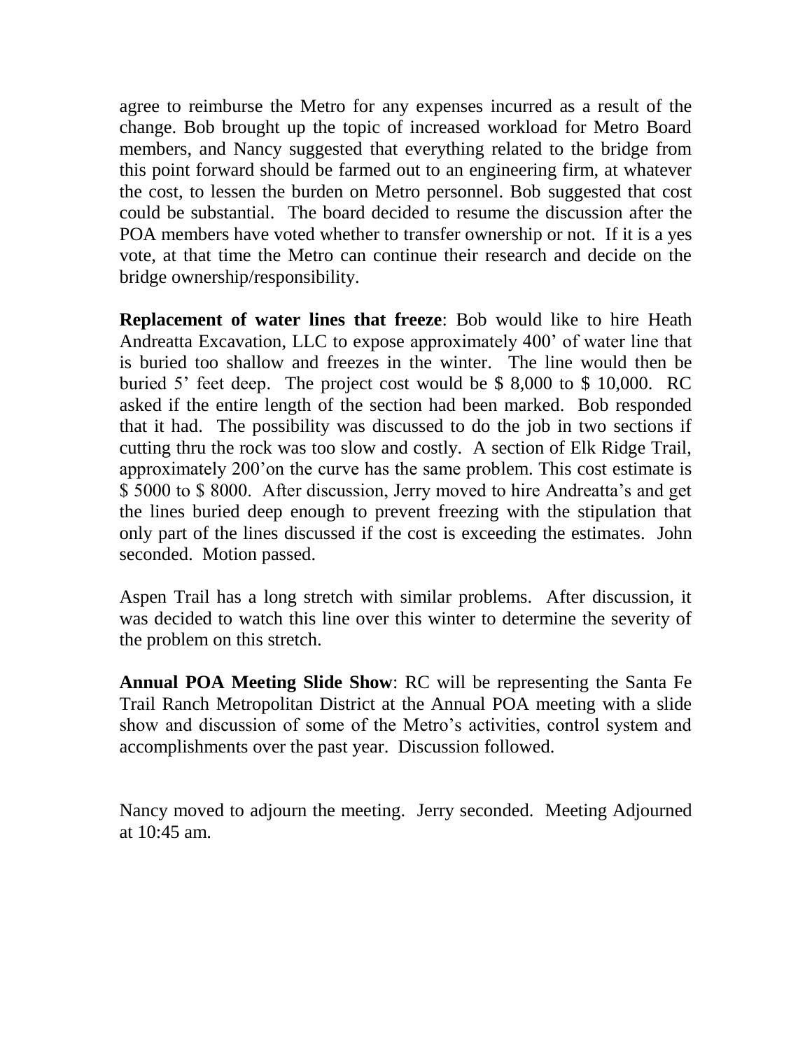agree to reimburse the Metro for any expenses incurred as a result of the change. Bob brought up the topic of increased workload for Metro Board members, and Nancy suggested that everything related to the bridge from this point forward should be farmed out to an engineering firm, at whatever the cost, to lessen the burden on Metro personnel. Bob suggested that cost could be substantial. The board decided to resume the discussion after the POA members have voted whether to transfer ownership or not. If it is a yes vote, at that time the Metro can continue their research and decide on the bridge ownership/responsibility.

**Replacement of water lines that freeze**: Bob would like to hire Heath Andreatta Excavation, LLC to expose approximately 400' of water line that is buried too shallow and freezes in the winter. The line would then be buried 5' feet deep. The project cost would be $ 8,000 to $ 10,000. RC asked if the entire length of the section had been marked. Bob responded that it had. The possibility was discussed to do the job in two sections if cutting thru the rock was too slow and costly. A section of Elk Ridge Trail, approximately 200'on the curve has the same problem. This cost estimate is $ 5000 to $ 8000. After discussion, Jerry moved to hire Andreatta's and get the lines buried deep enough to prevent freezing with the stipulation that only part of the lines discussed if the cost is exceeding the estimates. John seconded. Motion passed.

Aspen Trail has a long stretch with similar problems. After discussion, it was decided to watch this line over this winter to determine the severity of the problem on this stretch.

**Annual POA Meeting Slide Show**: RC will be representing the Santa Fe Trail Ranch Metropolitan District at the Annual POA meeting with a slide show and discussion of some of the Metro's activities, control system and accomplishments over the past year. Discussion followed.

Nancy moved to adjourn the meeting. Jerry seconded. Meeting Adjourned at 10:45 am.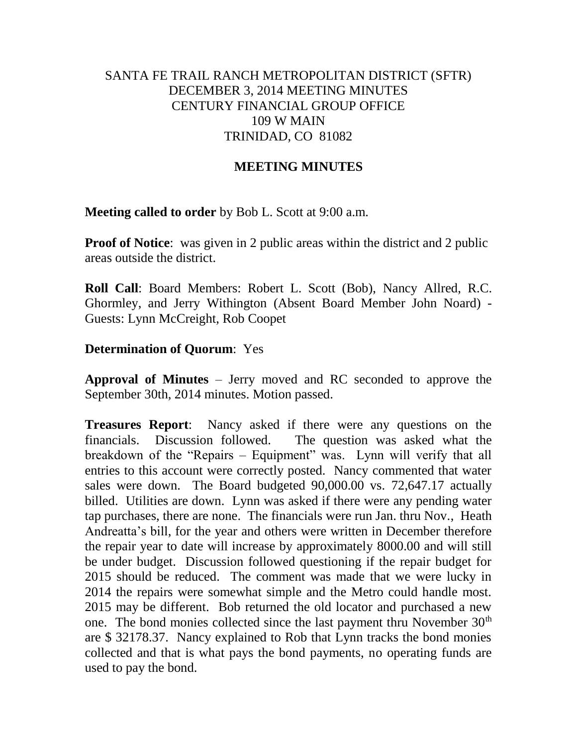# SANTA FE TRAIL RANCH METROPOLITAN DISTRICT (SFTR)
## DECEMBER 3, 2014 MEETING MINUTES
## CENTURY FINANCIAL GROUP OFFICE
## 109 W MAIN
## TRINIDAD, CO 81082

## MEETING MINUTES

**Meeting called to order** by Bob L. Scott at 9:00 a.m.

**Proof of Notice**: was given in 2 public areas within the district and 2 public areas outside the district.

**Roll Call**: Board Members: Robert L. Scott (Bob), Nancy Allred, R.C. Ghormley, and Jerry Withington (Absent Board Member John Noard) - Guests: Lynn McCreight, Rob Coopet

**Determination of Quorum**: Yes

**Approval of Minutes** – Jerry moved and RC seconded to approve the September 30th, 2014 minutes. Motion passed.

**Treasures Report**: Nancy asked if there were any questions on the financials. Discussion followed. The question was asked what the breakdown of the "Repairs – Equipment" was. Lynn will verify that all entries to this account were correctly posted. Nancy commented that water sales were down. The Board budgeted 90,000.00 vs. 72,647.17 actually billed. Utilities are down. Lynn was asked if there were any pending water tap purchases, there are none. The financials were run Jan. thru Nov., Heath Andreatta's bill, for the year and others were written in December therefore the repair year to date will increase by approximately 8000.00 and will still be under budget. Discussion followed questioning if the repair budget for 2015 should be reduced. The comment was made that we were lucky in 2014 the repairs were somewhat simple and the Metro could handle most. 2015 may be different. Bob returned the old locator and purchased a new one. The bond monies collected since the last payment thru November 30th are $ 32178.37. Nancy explained to Rob that Lynn tracks the bond monies collected and that is what pays the bond payments, no operating funds are used to pay the bond.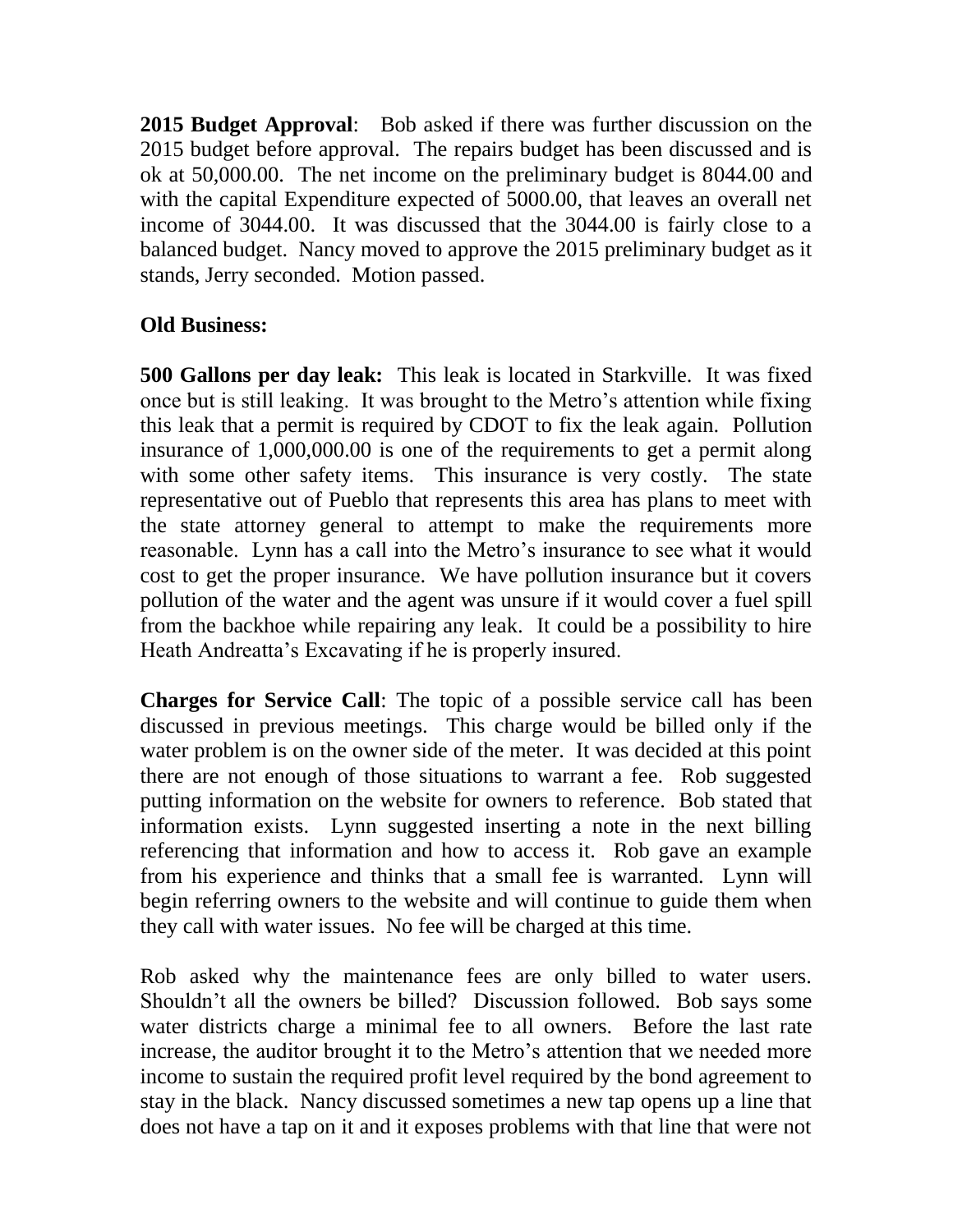**2015 Budget Approval**: Bob asked if there was further discussion on the 2015 budget before approval. The repairs budget has been discussed and is ok at 50,000.00. The net income on the preliminary budget is 8044.00 and with the capital Expenditure expected of 5000.00, that leaves an overall net income of 3044.00. It was discussed that the 3044.00 is fairly close to a balanced budget. Nancy moved to approve the 2015 preliminary budget as it stands, Jerry seconded. Motion passed.

**Old Business:**

**500 Gallons per day leak:** This leak is located in Starkville. It was fixed once but is still leaking. It was brought to the Metro's attention while fixing this leak that a permit is required by CDOT to fix the leak again. Pollution insurance of 1,000,000.00 is one of the requirements to get a permit along with some other safety items. This insurance is very costly. The state representative out of Pueblo that represents this area has plans to meet with the state attorney general to attempt to make the requirements more reasonable. Lynn has a call into the Metro's insurance to see what it would cost to get the proper insurance. We have pollution insurance but it covers pollution of the water and the agent was unsure if it would cover a fuel spill from the backhoe while repairing any leak. It could be a possibility to hire Heath Andreatta's Excavating if he is properly insured.

**Charges for Service Call**: The topic of a possible service call has been discussed in previous meetings. This charge would be billed only if the water problem is on the owner side of the meter. It was decided at this point there are not enough of those situations to warrant a fee. Rob suggested putting information on the website for owners to reference. Bob stated that information exists. Lynn suggested inserting a note in the next billing referencing that information and how to access it. Rob gave an example from his experience and thinks that a small fee is warranted. Lynn will begin referring owners to the website and will continue to guide them when they call with water issues. No fee will be charged at this time.

Rob asked why the maintenance fees are only billed to water users. Shouldn't all the owners be billed? Discussion followed. Bob says some water districts charge a minimal fee to all owners. Before the last rate increase, the auditor brought it to the Metro's attention that we needed more income to sustain the required profit level required by the bond agreement to stay in the black. Nancy discussed sometimes a new tap opens up a line that does not have a tap on it and it exposes problems with that line that were not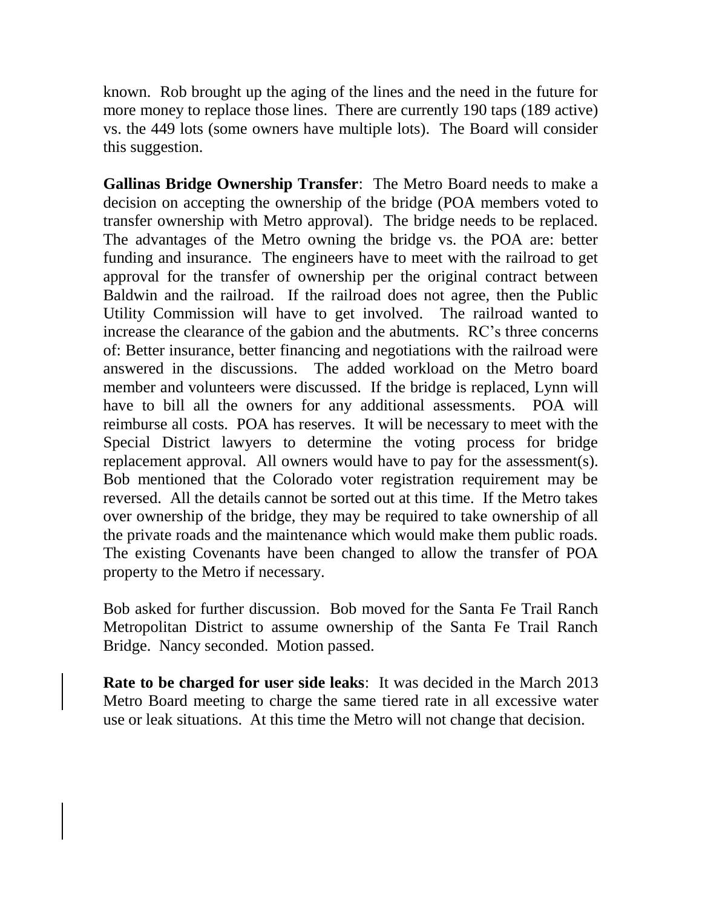known. Rob brought up the aging of the lines and the need in the future for more money to replace those lines. There are currently 190 taps (189 active) vs. the 449 lots (some owners have multiple lots). The Board will consider this suggestion.

**Gallinas Bridge Ownership Transfer**: The Metro Board needs to make a decision on accepting the ownership of the bridge (POA members voted to transfer ownership with Metro approval). The bridge needs to be replaced. The advantages of the Metro owning the bridge vs. the POA are: better funding and insurance. The engineers have to meet with the railroad to get approval for the transfer of ownership per the original contract between Baldwin and the railroad. If the railroad does not agree, then the Public Utility Commission will have to get involved. The railroad wanted to increase the clearance of the gabion and the abutments. RC's three concerns of: Better insurance, better financing and negotiations with the railroad were answered in the discussions. The added workload on the Metro board member and volunteers were discussed. If the bridge is replaced, Lynn will have to bill all the owners for any additional assessments. POA will reimburse all costs. POA has reserves. It will be necessary to meet with the Special District lawyers to determine the voting process for bridge replacement approval. All owners would have to pay for the assessment(s). Bob mentioned that the Colorado voter registration requirement may be reversed. All the details cannot be sorted out at this time. If the Metro takes over ownership of the bridge, they may be required to take ownership of all the private roads and the maintenance which would make them public roads. The existing Covenants have been changed to allow the transfer of POA property to the Metro if necessary.

Bob asked for further discussion. Bob moved for the Santa Fe Trail Ranch Metropolitan District to assume ownership of the Santa Fe Trail Ranch Bridge. Nancy seconded. Motion passed.

**Rate to be charged for user side leaks**: It was decided in the March 2013 Metro Board meeting to charge the same tiered rate in all excessive water use or leak situations. At this time the Metro will not change that decision.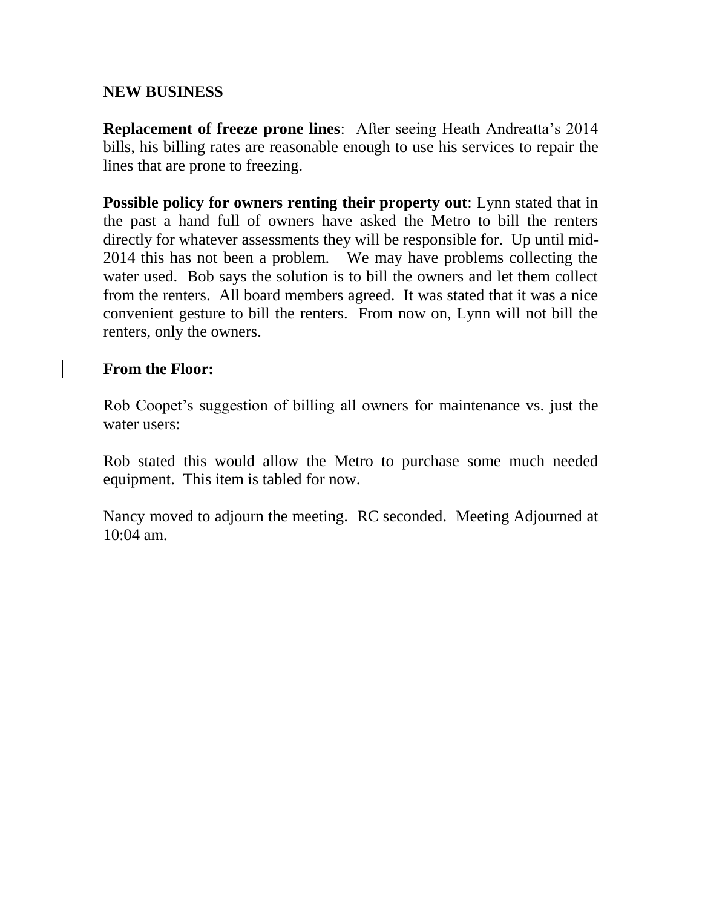**NEW BUSINESS**

**Replacement of freeze prone lines**: After seeing Heath Andreatta's 2014 bills, his billing rates are reasonable enough to use his services to repair the lines that are prone to freezing.

**Possible policy for owners renting their property out**: Lynn stated that in the past a hand full of owners have asked the Metro to bill the renters directly for whatever assessments they will be responsible for. Up until mid-2014 this has not been a problem. We may have problems collecting the water used. Bob says the solution is to bill the owners and let them collect from the renters. All board members agreed. It was stated that it was a nice convenient gesture to bill the renters. From now on, Lynn will not bill the renters, only the owners.

**From the Floor:**

Rob Coopet's suggestion of billing all owners for maintenance vs. just the water users:

Rob stated this would allow the Metro to purchase some much needed equipment. This item is tabled for now.

Nancy moved to adjourn the meeting. RC seconded. Meeting Adjourned at 10:04 am.